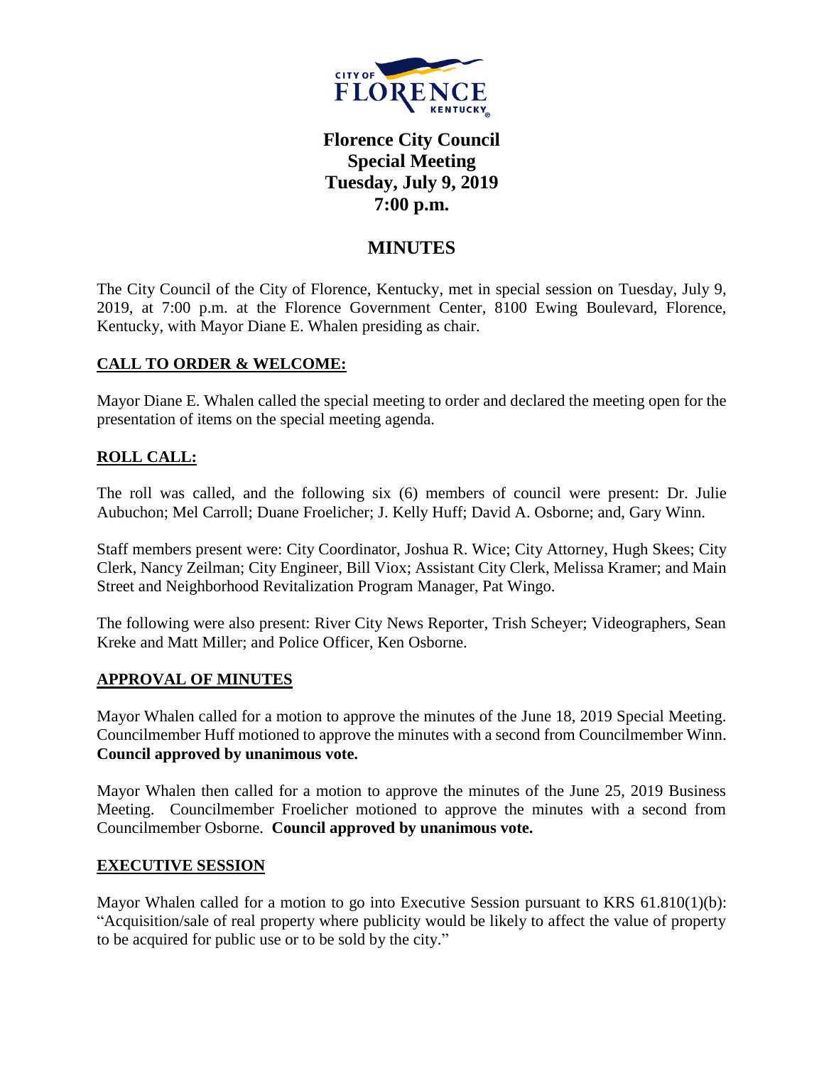# Florence City Council
## Special Meeting
## Tuesday, July 9, 2019
## 7:00 p.m.

## MINUTES

The City Council of the City of Florence, Kentucky, met in special session on Tuesday, July 9, 2019, at 7:00 p.m. at the Florence Government Center, 8100 Ewing Boulevard, Florence, Kentucky, with Mayor Diane E. Whalen presiding as chair.

### CALL TO ORDER & WELCOME:

Mayor Diane E. Whalen called the special meeting to order and declared the meeting open for the presentation of items on the special meeting agenda.

### ROLL CALL:

The roll was called, and the following six (6) members of council were present: Dr. Julie Aubuchon; Mel Carroll; Duane Froelicher; J. Kelly Huff; David A. Osborne; and, Gary Winn.

Staff members present were: City Coordinator, Joshua R. Wice; City Attorney, Hugh Skees; City Clerk, Nancy Zeilman; City Engineer, Bill Viox; Assistant City Clerk, Melissa Kramer; and Main Street and Neighborhood Revitalization Program Manager, Pat Wingo.

The following were also present: River City News Reporter, Trish Scheyer; Videographers, Sean Kreke and Matt Miller; and Police Officer, Ken Osborne.

### APPROVAL OF MINUTES

Mayor Whalen called for a motion to approve the minutes of the June 18, 2019 Special Meeting. Councilmember Huff motioned to approve the minutes with a second from Councilmember Winn. **Council approved by unanimous vote.**

Mayor Whalen then called for a motion to approve the minutes of the June 25, 2019 Business Meeting. Councilmember Froelicher motioned to approve the minutes with a second from Councilmember Osborne. **Council approved by unanimous vote.**

### EXECUTIVE SESSION

Mayor Whalen called for a motion to go into Executive Session pursuant to KRS 61.810(1)(b): "Acquisition/sale of real property where publicity would be likely to affect the value of property to be acquired for public use or to be sold by the city."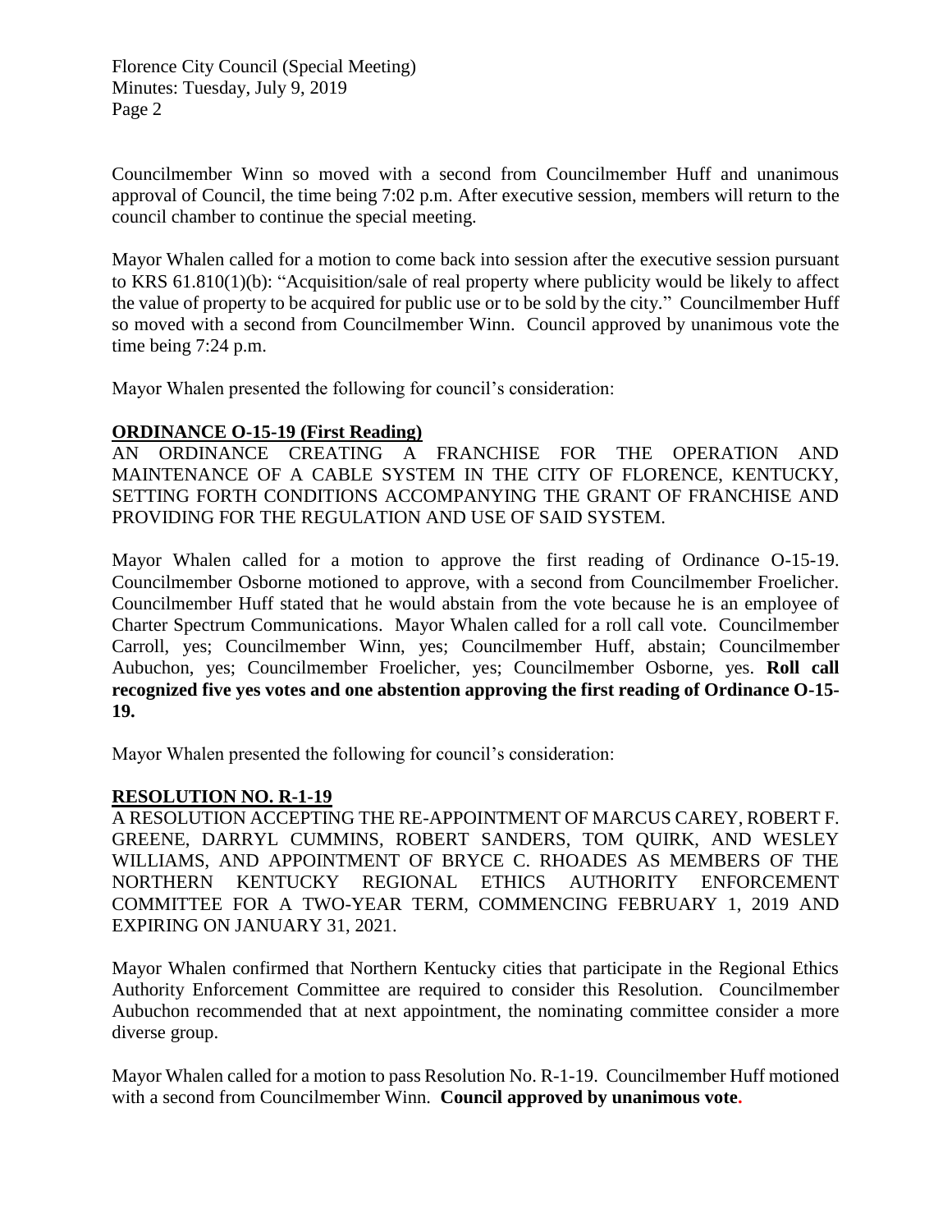Councilmember Winn so moved with a second from Councilmember Huff and unanimous approval of Council, the time being 7:02 p.m. After executive session, members will return to the council chamber to continue the special meeting.

Mayor Whalen called for a motion to come back into session after the executive session pursuant to KRS 61.810(1)(b): "Acquisition/sale of real property where publicity would be likely to affect the value of property to be acquired for public use or to be sold by the city." Councilmember Huff so moved with a second from Councilmember Winn. Council approved by unanimous vote the time being 7:24 p.m.

Mayor Whalen presented the following for council's consideration:

**ORDINANCE O-15-19 (First Reading)**

AN ORDINANCE CREATING A FRANCHISE FOR THE OPERATION AND MAINTENANCE OF A CABLE SYSTEM IN THE CITY OF FLORENCE, KENTUCKY, SETTING FORTH CONDITIONS ACCOMPANYING THE GRANT OF FRANCHISE AND PROVIDING FOR THE REGULATION AND USE OF SAID SYSTEM.

Mayor Whalen called for a motion to approve the first reading of Ordinance O-15-19. Councilmember Osborne motioned to approve, with a second from Councilmember Froelicher. Councilmember Huff stated that he would abstain from the vote because he is an employee of Charter Spectrum Communications. Mayor Whalen called for a roll call vote. Councilmember Carroll, yes; Councilmember Winn, yes; Councilmember Huff, abstain; Councilmember Aubuchon, yes; Councilmember Froelicher, yes; Councilmember Osborne, yes. **Roll call recognized five yes votes and one abstention approving the first reading of Ordinance O-15-19.**

Mayor Whalen presented the following for council's consideration:

**RESOLUTION NO. R-1-19**

A RESOLUTION ACCEPTING THE RE-APPOINTMENT OF MARCUS CAREY, ROBERT F. GREENE, DARRYL CUMMINS, ROBERT SANDERS, TOM QUIRK, AND WESLEY WILLIAMS, AND APPOINTMENT OF BRYCE C. RHOADES AS MEMBERS OF THE NORTHERN KENTUCKY REGIONAL ETHICS AUTHORITY ENFORCEMENT COMMITTEE FOR A TWO-YEAR TERM, COMMENCING FEBRUARY 1, 2019 AND EXPIRING ON JANUARY 31, 2021.

Mayor Whalen confirmed that Northern Kentucky cities that participate in the Regional Ethics Authority Enforcement Committee are required to consider this Resolution. Councilmember Aubuchon recommended that at next appointment, the nominating committee consider a more diverse group.

Mayor Whalen called for a motion to pass Resolution No. R-1-19. Councilmember Huff motioned with a second from Councilmember Winn. **Council approved by unanimous vote.**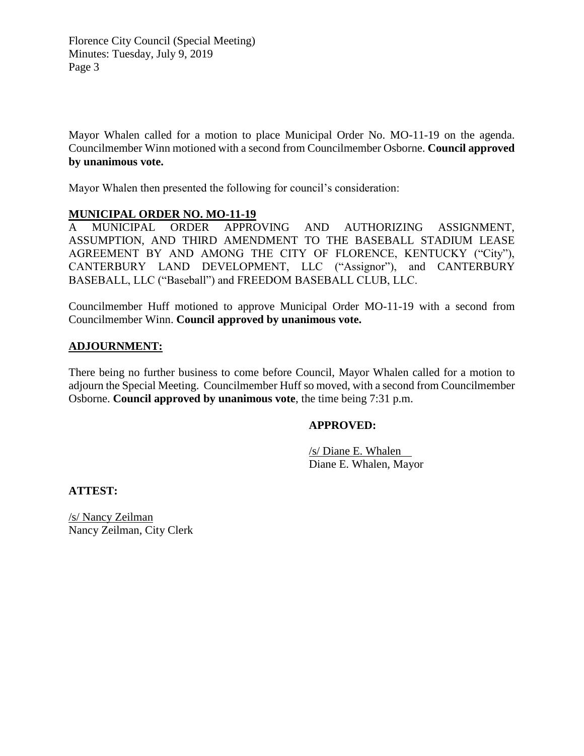Mayor Whalen called for a motion to place Municipal Order No. MO-11-19 on the agenda. Councilmember Winn motioned with a second from Councilmember Osborne. **Council approved by unanimous vote.**

Mayor Whalen then presented the following for council's consideration:

**MUNICIPAL ORDER NO. MO-11-19**

A MUNICIPAL ORDER APPROVING AND AUTHORIZING ASSIGNMENT, ASSUMPTION, AND THIRD AMENDMENT TO THE BASEBALL STADIUM LEASE AGREEMENT BY AND AMONG THE CITY OF FLORENCE, KENTUCKY ("City"), CANTERBURY LAND DEVELOPMENT, LLC ("Assignor"), and CANTERBURY BASEBALL, LLC ("Baseball") and FREEDOM BASEBALL CLUB, LLC.

Councilmember Huff motioned to approve Municipal Order MO-11-19 with a second from Councilmember Winn. **Council approved by unanimous vote.**

**ADJOURNMENT:**

There being no further business to come before Council, Mayor Whalen called for a motion to adjourn the Special Meeting. Councilmember Huff so moved, with a second from Councilmember Osborne. **Council approved by unanimous vote**, the time being 7:31 p.m.

**APPROVED:**

/s/ Diane E. Whalen
Diane E. Whalen, Mayor

**ATTEST:**

/s/ Nancy Zeilman
Nancy Zeilman, City Clerk